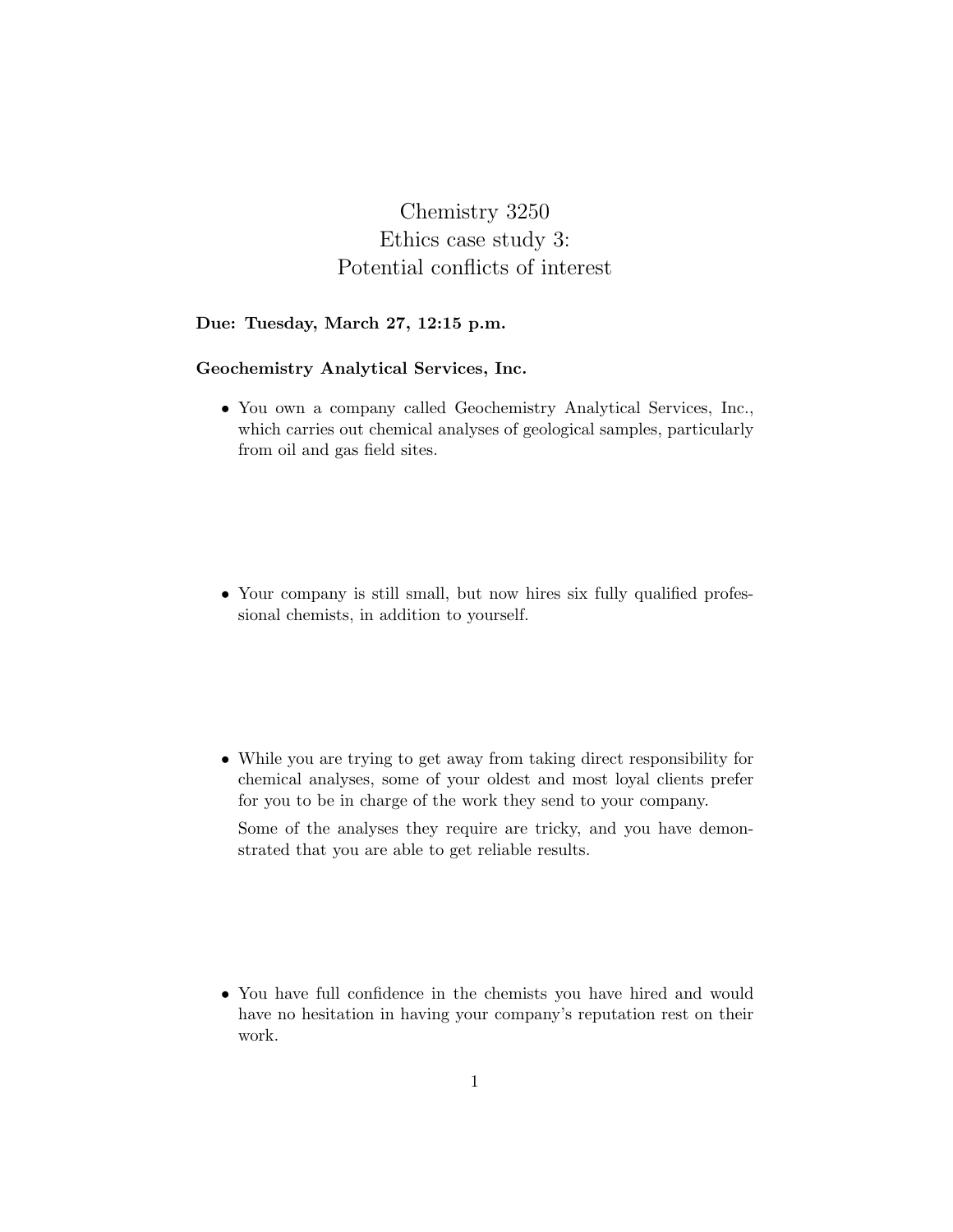# Chemistry 3250
# Ethics case study 3:
# Potential conflicts of interest

**Due: Tuesday, March 27, 12:15 p.m.**

**Geochemistry Analytical Services, Inc.**

- You own a company called Geochemistry Analytical Services, Inc., which carries out chemical analyses of geological samples, particularly from oil and gas field sites.

- Your company is still small, but now hires six fully qualified professional chemists, in addition to yourself.

- While you are trying to get away from taking direct responsibility for chemical analyses, some of your oldest and most loyal clients prefer for you to be in charge of the work they send to your company.

  Some of the analyses they require are tricky, and you have demonstrated that you are able to get reliable results.

- You have full confidence in the chemists you have hired and would have no hesitation in having your company's reputation rest on their work.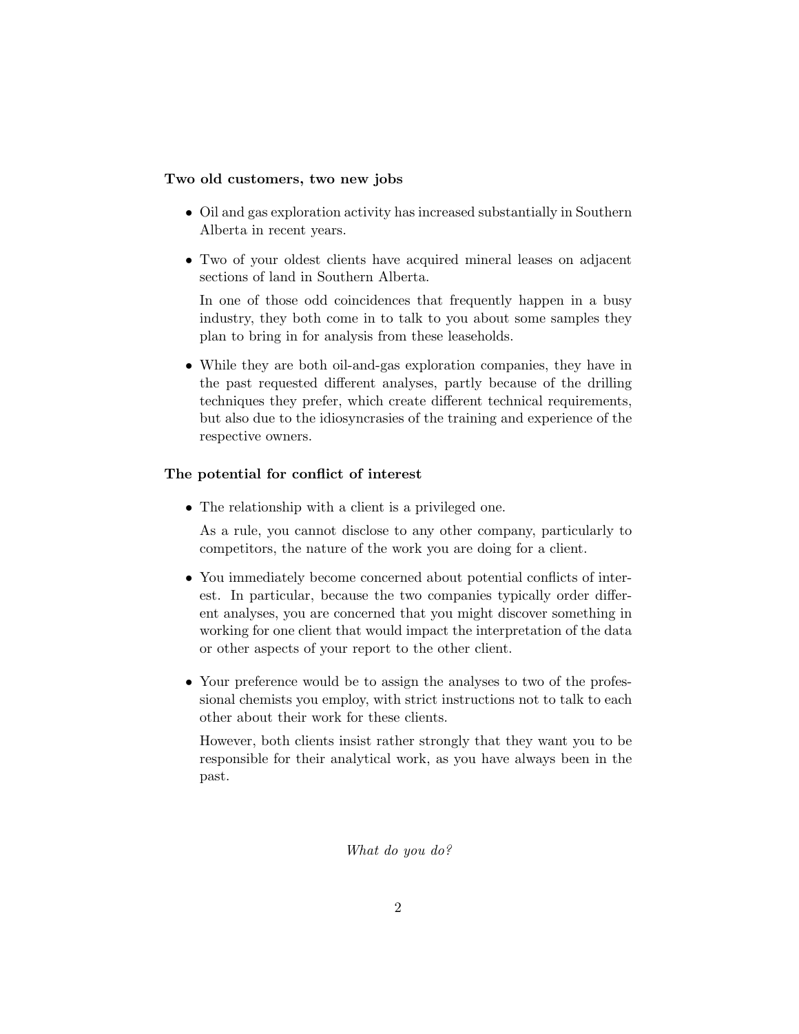**Two old customers, two new jobs**

- Oil and gas exploration activity has increased substantially in Southern Alberta in recent years.
- Two of your oldest clients have acquired mineral leases on adjacent sections of land in Southern Alberta.

  In one of those odd coincidences that frequently happen in a busy industry, they both come in to talk to you about some samples they plan to bring in for analysis from these leaseholds.
- While they are both oil-and-gas exploration companies, they have in the past requested different analyses, partly because of the drilling techniques they prefer, which create different technical requirements, but also due to the idiosyncrasies of the training and experience of the respective owners.

**The potential for conflict of interest**

- The relationship with a client is a privileged one.

  As a rule, you cannot disclose to any other company, particularly to competitors, the nature of the work you are doing for a client.
- You immediately become concerned about potential conflicts of interest. In particular, because the two companies typically order different analyses, you are concerned that you might discover something in working for one client that would impact the interpretation of the data or other aspects of your report to the other client.
- Your preference would be to assign the analyses to two of the professional chemists you employ, with strict instructions not to talk to each other about their work for these clients.

  However, both clients insist rather strongly that they want you to be responsible for their analytical work, as you have always been in the past.

*What do you do?*